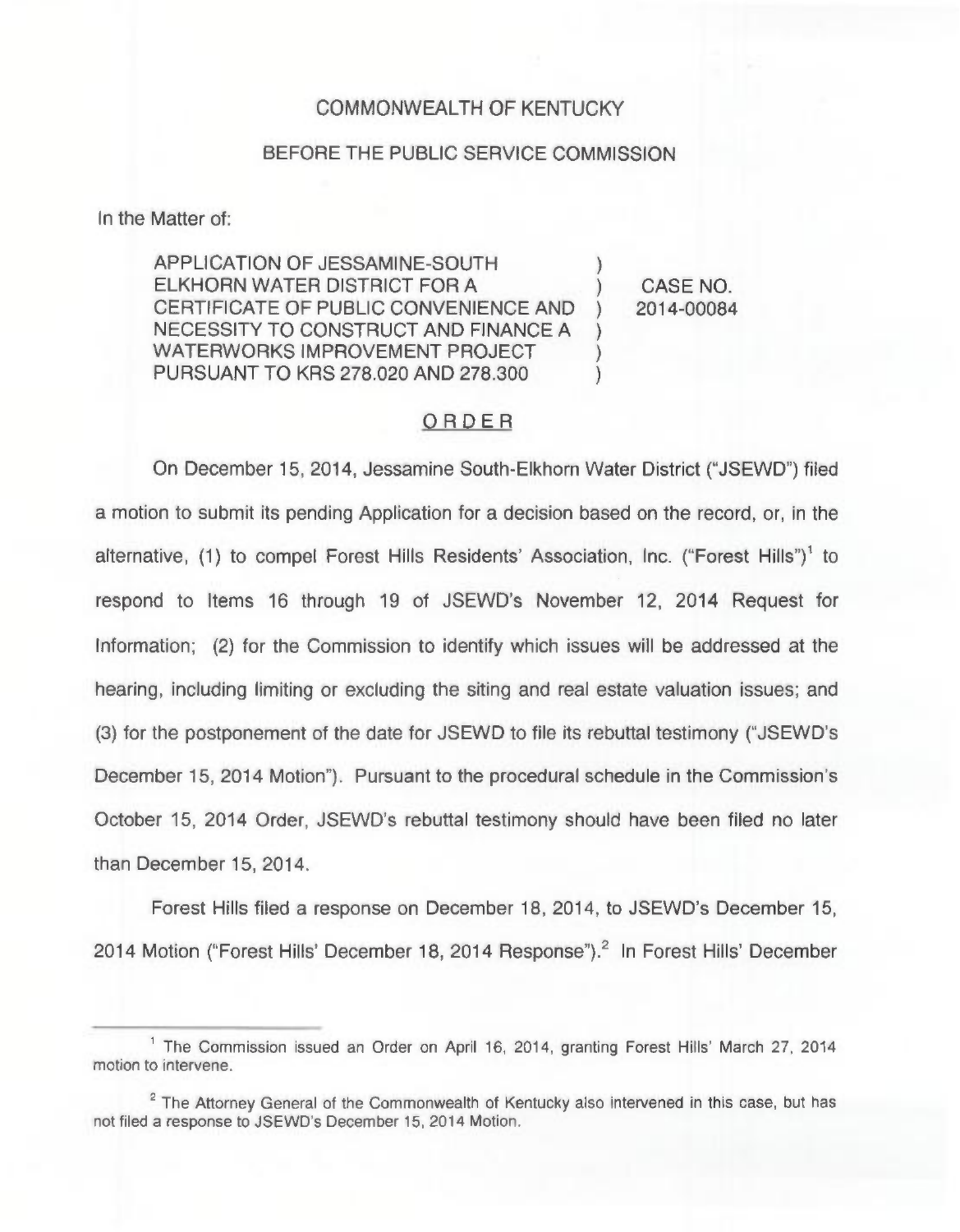COMMONWEALTH OF KENTUCKY

BEFORE THE PUBLIC SERVICE COMMISSION

In the Matter of:

| | | |
|---|---|---|
| APPLICATION OF JESSAMINE-SOUTH ELKHORN WATER DISTRICT FOR A CERTIFICATE OF PUBLIC CONVENIENCE AND NECESSITY TO CONSTRUCT AND FINANCE A WATERWORKS IMPROVEMENT PROJECT PURSUANT TO KRS 278.020 AND 278.300 | ) | CASE NO. 2014-00084 |

## ORDER

On December 15, 2014, Jessamine South-Elkhorn Water District ("JSEWD") filed a motion to submit its pending Application for a decision based on the record, or, in the alternative, (1) to compel Forest Hills Residents' Association, Inc. ("Forest Hills")[1] to respond to Items 16 through 19 of JSEWD's November 12, 2014 Request for Information; (2) for the Commission to identify which issues will be addressed at the hearing, including limiting or excluding the siting and real estate valuation issues; and (3) for the postponement of the date for JSEWD to file its rebuttal testimony ("JSEWD's December 15, 2014 Motion"). Pursuant to the procedural schedule in the Commission's October 15, 2014 Order, JSEWD's rebuttal testimony should have been filed no later than December 15, 2014.

Forest Hills filed a response on December 18, 2014, to JSEWD's December 15, 2014 Motion ("Forest Hills' December 18, 2014 Response").[2] In Forest Hills' December

[1] The Commission issued an Order on April 16, 2014, granting Forest Hills' March 27, 2014 motion to intervene.

[2] The Attorney General of the Commonwealth of Kentucky also intervened in this case, but has not filed a response to JSEWD's December 15, 2014 Motion.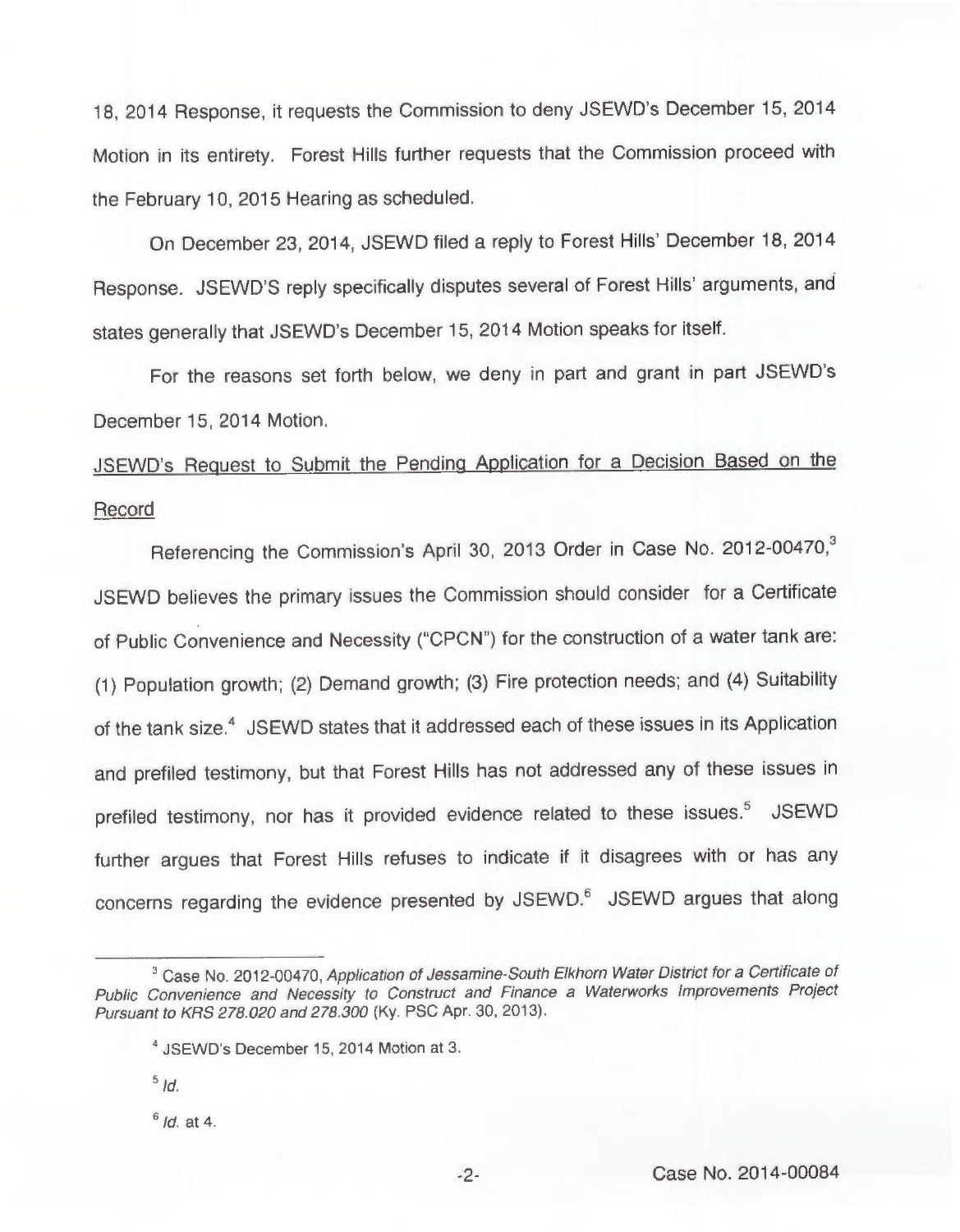18, 2014 Response, it requests the Commission to deny JSEWD's December 15, 2014 Motion in its entirety. Forest Hills further requests that the Commission proceed with the February 10, 2015 Hearing as scheduled.

On December 23, 2014, JSEWD filed a reply to Forest Hills' December 18, 2014 Response. JSEWD'S reply specifically disputes several of Forest Hills' arguments, and states generally that JSEWD's December 15, 2014 Motion speaks for itself.

For the reasons set forth below, we deny in part and grant in part JSEWD's December 15, 2014 Motion.

JSEWD's Request to Submit the Pending Application for a Decision Based on the Record

Referencing the Commission's April 30, 2013 Order in Case No. 2012-00470,[3] JSEWD believes the primary issues the Commission should consider for a Certificate of Public Convenience and Necessity ("CPCN") for the construction of a water tank are: (1) Population growth; (2) Demand growth; (3) Fire protection needs; and (4) Suitability of the tank size.[4] JSEWD states that it addressed each of these issues in its Application and prefiled testimony, but that Forest Hills has not addressed any of these issues in prefiled testimony, nor has it provided evidence related to these issues.[5] JSEWD further argues that Forest Hills refuses to indicate if it disagrees with or has any concerns regarding the evidence presented by JSEWD.[6] JSEWD argues that along

---

[3] Case No. 2012-00470, *Application of Jessamine-South Elkhorn Water District for a Certificate of Public Convenience and Necessity to Construct and Finance a Waterworks Improvements Project Pursuant to KRS 278.020 and 278.300* (Ky. PSC Apr. 30, 2013).

[4] JSEWD's December 15, 2014 Motion at 3.

[5] *Id.*

[6] *Id.* at 4.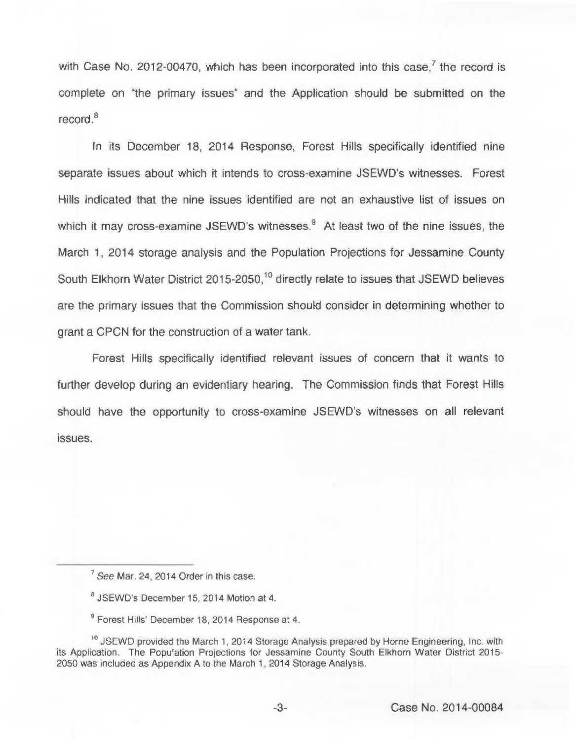with Case No. 2012-00470, which has been incorporated into this case,[7] the record is complete on "the primary issues" and the Application should be submitted on the record.[8]

In its December 18, 2014 Response, Forest Hills specifically identified nine separate issues about which it intends to cross-examine JSEWD's witnesses. Forest Hills indicated that the nine issues identified are not an exhaustive list of issues on which it may cross-examine JSEWD's witnesses.[9] At least two of the nine issues, the March 1, 2014 storage analysis and the Population Projections for Jessamine County South Elkhorn Water District 2015-2050,[10] directly relate to issues that JSEWD believes are the primary issues that the Commission should consider in determining whether to grant a CPCN for the construction of a water tank.

Forest Hills specifically identified relevant issues of concern that it wants to further develop during an evidentiary hearing. The Commission finds that Forest Hills should have the opportunity to cross-examine JSEWD's witnesses on all relevant issues.

[7] *See* Mar. 24, 2014 Order in this case.

[8] JSEWD's December 15, 2014 Motion at 4.

[9] Forest Hills' December 18, 2014 Response at 4.

[10] JSEWD provided the March 1, 2014 Storage Analysis prepared by Horne Engineering, Inc. with its Application. The Population Projections for Jessamine County South Elkhorn Water District 2015-2050 was included as Appendix A to the March 1, 2014 Storage Analysis.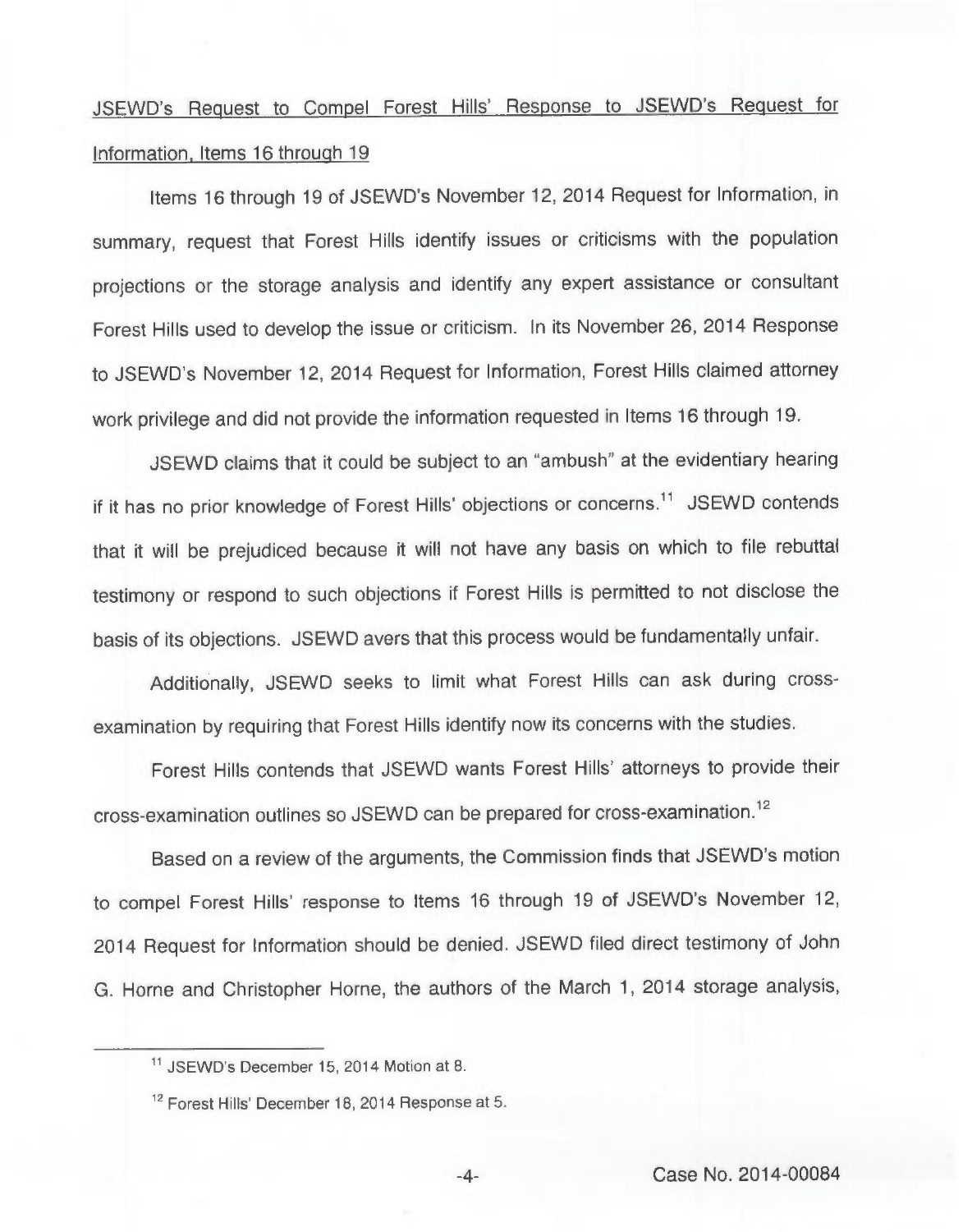JSEWD's Request to Compel Forest Hills' Response to JSEWD's Request for Information, Items 16 through 19

Items 16 through 19 of JSEWD's November 12, 2014 Request for Information, in summary, request that Forest Hills identify issues or criticisms with the population projections or the storage analysis and identify any expert assistance or consultant Forest Hills used to develop the issue or criticism. In its November 26, 2014 Response to JSEWD's November 12, 2014 Request for Information, Forest Hills claimed attorney work privilege and did not provide the information requested in Items 16 through 19.

JSEWD claims that it could be subject to an "ambush" at the evidentiary hearing if it has no prior knowledge of Forest Hills' objections or concerns.[11] JSEWD contends that it will be prejudiced because it will not have any basis on which to file rebuttal testimony or respond to such objections if Forest Hills is permitted to not disclose the basis of its objections. JSEWD avers that this process would be fundamentally unfair.

Additionally, JSEWD seeks to limit what Forest Hills can ask during cross-examination by requiring that Forest Hills identify now its concerns with the studies.

Forest Hills contends that JSEWD wants Forest Hills' attorneys to provide their cross-examination outlines so JSEWD can be prepared for cross-examination.[12]

Based on a review of the arguments, the Commission finds that JSEWD's motion to compel Forest Hills' response to Items 16 through 19 of JSEWD's November 12, 2014 Request for Information should be denied. JSEWD filed direct testimony of John G. Horne and Christopher Horne, the authors of the March 1, 2014 storage analysis,

---

[11] JSEWD's December 15, 2014 Motion at 8.

[12] Forest Hills' December 18, 2014 Response at 5.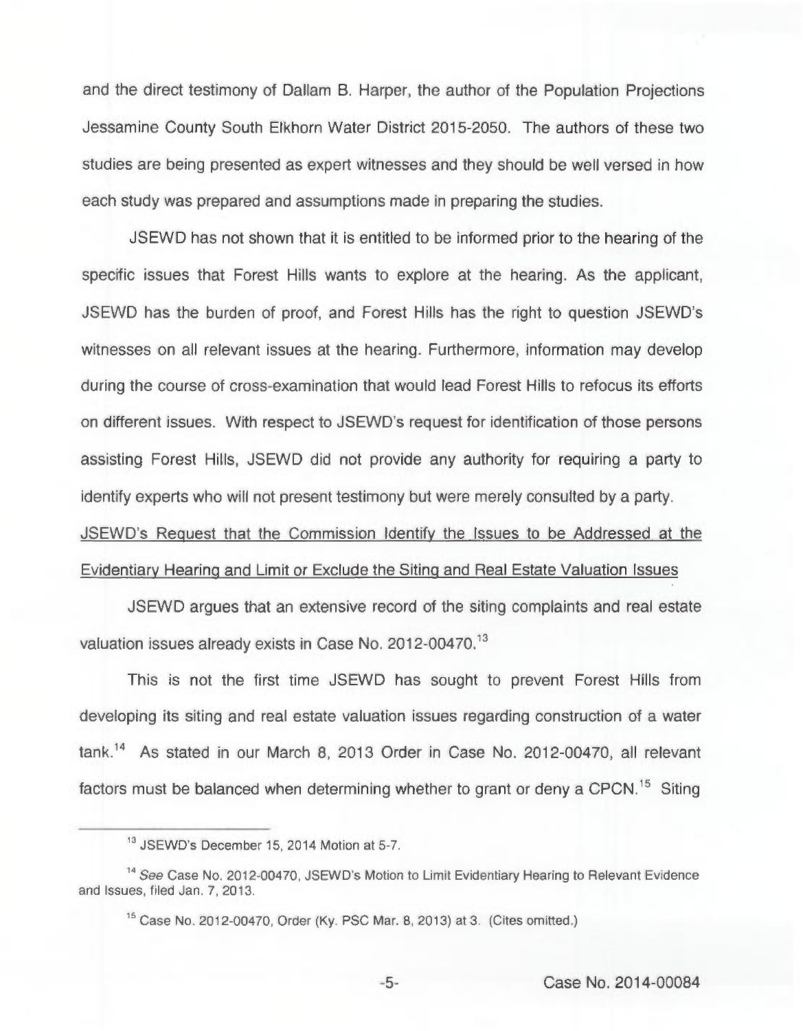and the direct testimony of Dallam B. Harper, the author of the Population Projections Jessamine County South Elkhorn Water District 2015-2050. The authors of these two studies are being presented as expert witnesses and they should be well versed in how each study was prepared and assumptions made in preparing the studies.

JSEWD has not shown that it is entitled to be informed prior to the hearing of the specific issues that Forest Hills wants to explore at the hearing. As the applicant, JSEWD has the burden of proof, and Forest Hills has the right to question JSEWD's witnesses on all relevant issues at the hearing. Furthermore, information may develop during the course of cross-examination that would lead Forest Hills to refocus its efforts on different issues. With respect to JSEWD's request for identification of those persons assisting Forest Hills, JSEWD did not provide any authority for requiring a party to identify experts who will not present testimony but were merely consulted by a party.

<u>JSEWD's Request that the Commission Identify the Issues to be Addressed at the Evidentiary Hearing and Limit or Exclude the Siting and Real Estate Valuation Issues</u>

JSEWD argues that an extensive record of the siting complaints and real estate valuation issues already exists in Case No. 2012-00470.[13]

This is not the first time JSEWD has sought to prevent Forest Hills from developing its siting and real estate valuation issues regarding construction of a water tank.[14] As stated in our March 8, 2013 Order in Case No. 2012-00470, all relevant factors must be balanced when determining whether to grant or deny a CPCN.[15] Siting

[13] JSEWD's December 15, 2014 Motion at 5-7.

[14] *See* Case No. 2012-00470, JSEWD's Motion to Limit Evidentiary Hearing to Relevant Evidence and Issues, filed Jan. 7, 2013.

[15] Case No. 2012-00470, Order (Ky. PSC Mar. 8, 2013) at 3. (Cites omitted.)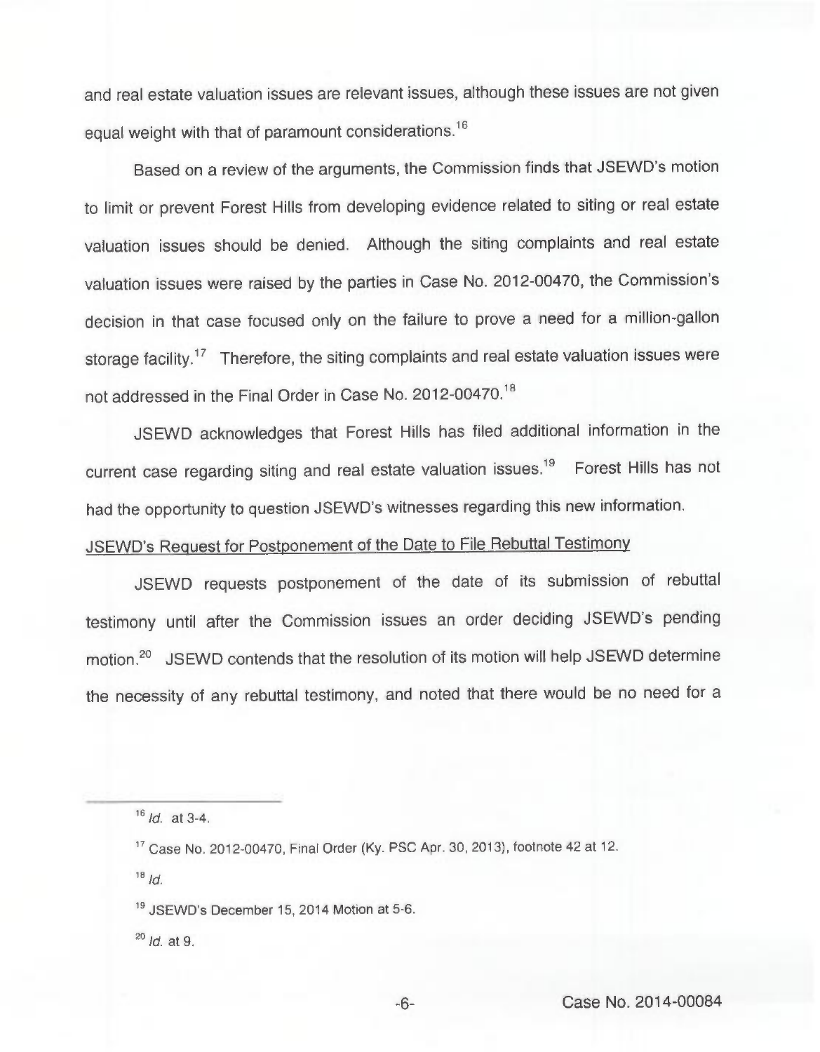and real estate valuation issues are relevant issues, although these issues are not given equal weight with that of paramount considerations.[16]

Based on a review of the arguments, the Commission finds that JSEWD's motion to limit or prevent Forest Hills from developing evidence related to siting or real estate valuation issues should be denied. Although the siting complaints and real estate valuation issues were raised by the parties in Case No. 2012-00470, the Commission's decision in that case focused only on the failure to prove a need for a million-gallon storage facility.[17] Therefore, the siting complaints and real estate valuation issues were not addressed in the Final Order in Case No. 2012-00470.[18]

JSEWD acknowledges that Forest Hills has filed additional information in the current case regarding siting and real estate valuation issues.[19] Forest Hills has not had the opportunity to question JSEWD's witnesses regarding this new information.

JSEWD's Request for Postponement of the Date to File Rebuttal Testimony

JSEWD requests postponement of the date of its submission of rebuttal testimony until after the Commission issues an order deciding JSEWD's pending motion.[20] JSEWD contends that the resolution of its motion will help JSEWD determine the necessity of any rebuttal testimony, and noted that there would be no need for a

---

[16] *Id.* at 3-4.

[17] Case No. 2012-00470, Final Order (Ky. PSC Apr. 30, 2013), footnote 42 at 12.

[18] *Id.*

[19] JSEWD's December 15, 2014 Motion at 5-6.

[20] *Id.* at 9.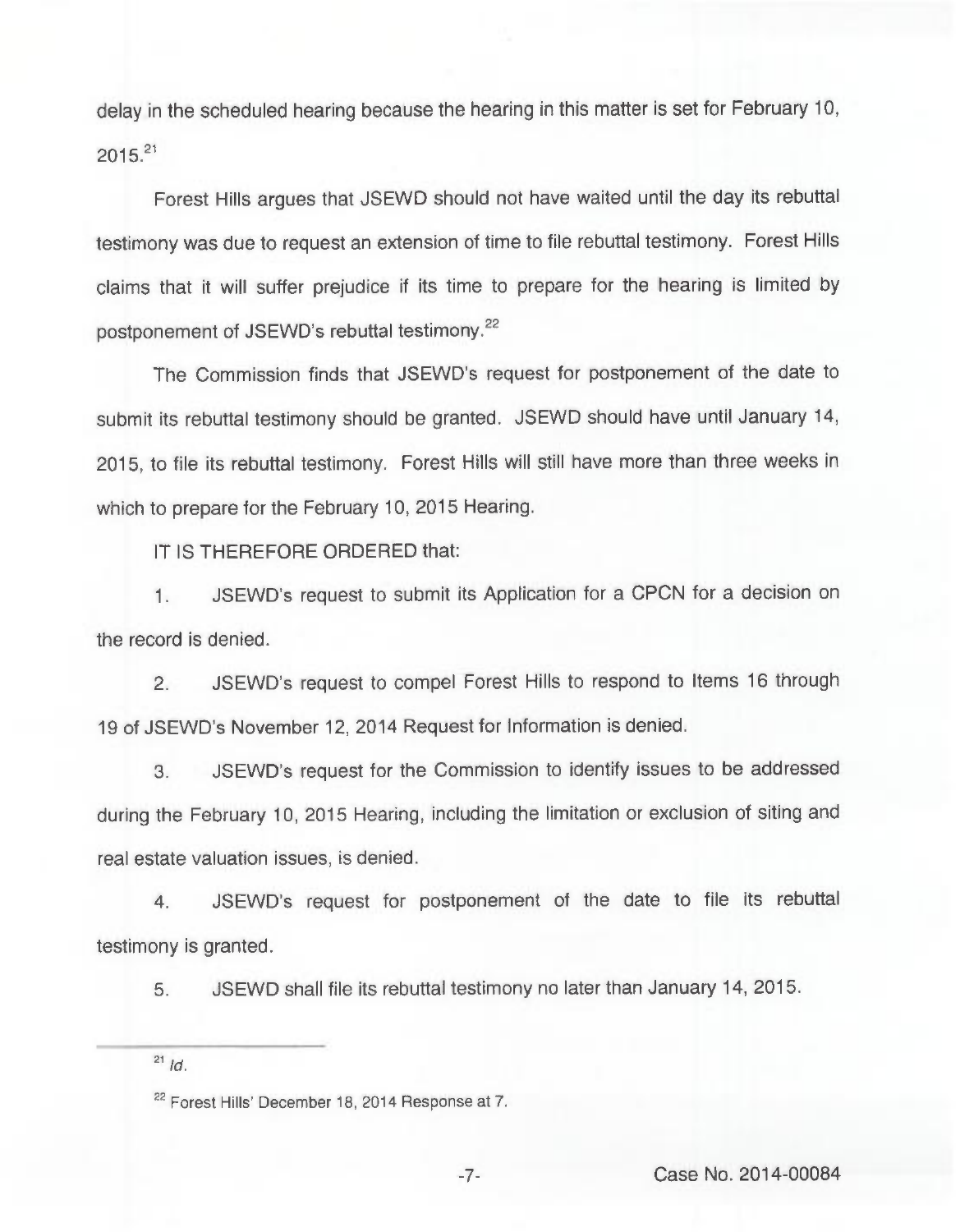delay in the scheduled hearing because the hearing in this matter is set for February 10, 2015.[21]

Forest Hills argues that JSEWD should not have waited until the day its rebuttal testimony was due to request an extension of time to file rebuttal testimony. Forest Hills claims that it will suffer prejudice if its time to prepare for the hearing is limited by postponement of JSEWD's rebuttal testimony.[22]

The Commission finds that JSEWD's request for postponement of the date to submit its rebuttal testimony should be granted. JSEWD should have until January 14, 2015, to file its rebuttal testimony. Forest Hills will still have more than three weeks in which to prepare for the February 10, 2015 Hearing.

IT IS THEREFORE ORDERED that:

1. JSEWD's request to submit its Application for a CPCN for a decision on the record is denied.

2. JSEWD's request to compel Forest Hills to respond to Items 16 through 19 of JSEWD's November 12, 2014 Request for Information is denied.

3. JSEWD's request for the Commission to identify issues to be addressed during the February 10, 2015 Hearing, including the limitation or exclusion of siting and real estate valuation issues, is denied.

4. JSEWD's request for postponement of the date to file its rebuttal testimony is granted.

5. JSEWD shall file its rebuttal testimony no later than January 14, 2015.

---

[21] *Id.*

[22] Forest Hills' December 18, 2014 Response at 7.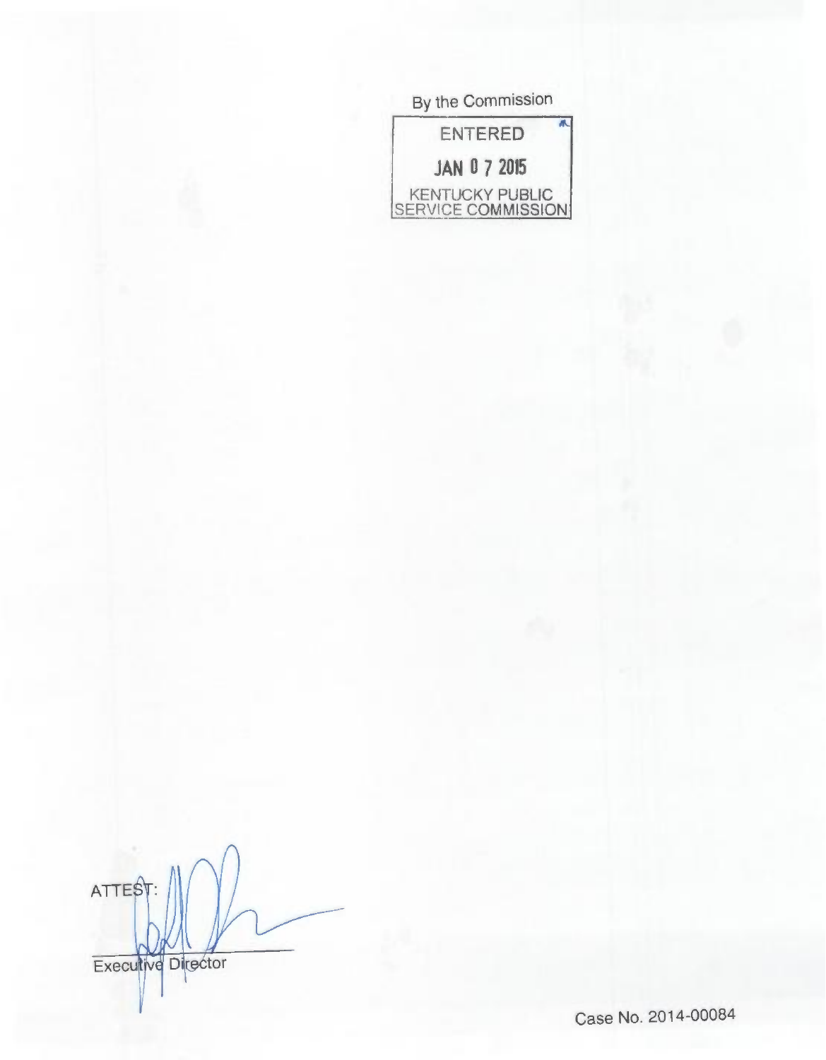By the Commission

ENTERED

JAN 0 7 2015

KENTUCKY PUBLIC SERVICE COMMISSION

ATTEST:

Executive Director

Case No. 2014-00084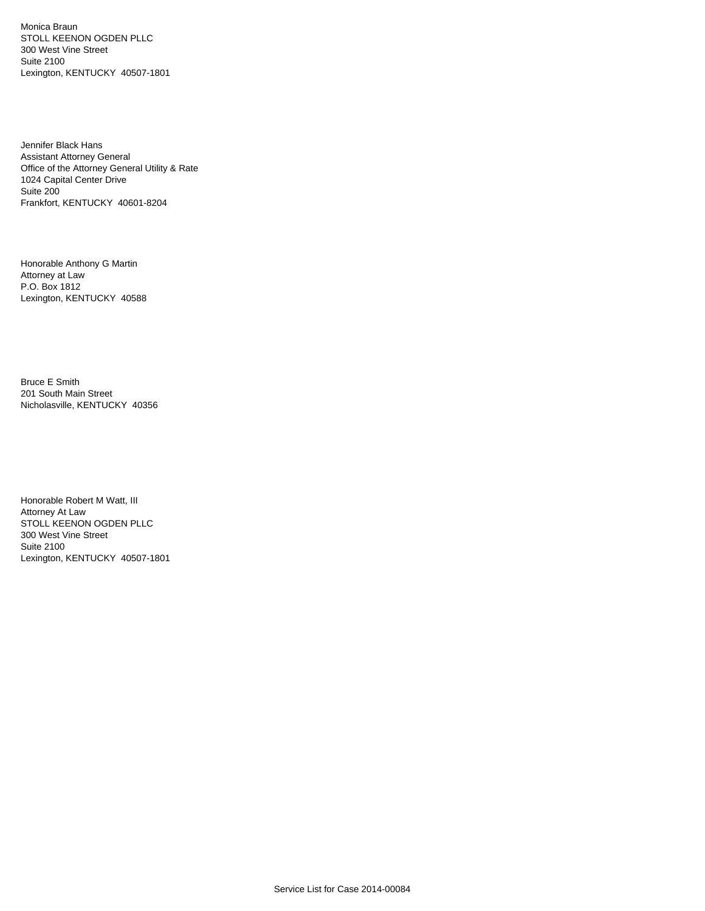Monica Braun
STOLL KEENON OGDEN PLLC
300 West Vine Street
Suite 2100
Lexington, KENTUCKY 40507-1801

Jennifer Black Hans
Assistant Attorney General
Office of the Attorney General Utility & Rate
1024 Capital Center Drive
Suite 200
Frankfort, KENTUCKY 40601-8204

Honorable Anthony G Martin
Attorney at Law
P.O. Box 1812
Lexington, KENTUCKY 40588

Bruce E Smith
201 South Main Street
Nicholasville, KENTUCKY 40356

Honorable Robert M Watt, III
Attorney At Law
STOLL KEENON OGDEN PLLC
300 West Vine Street
Suite 2100
Lexington, KENTUCKY 40507-1801

Service List for Case 2014-00084